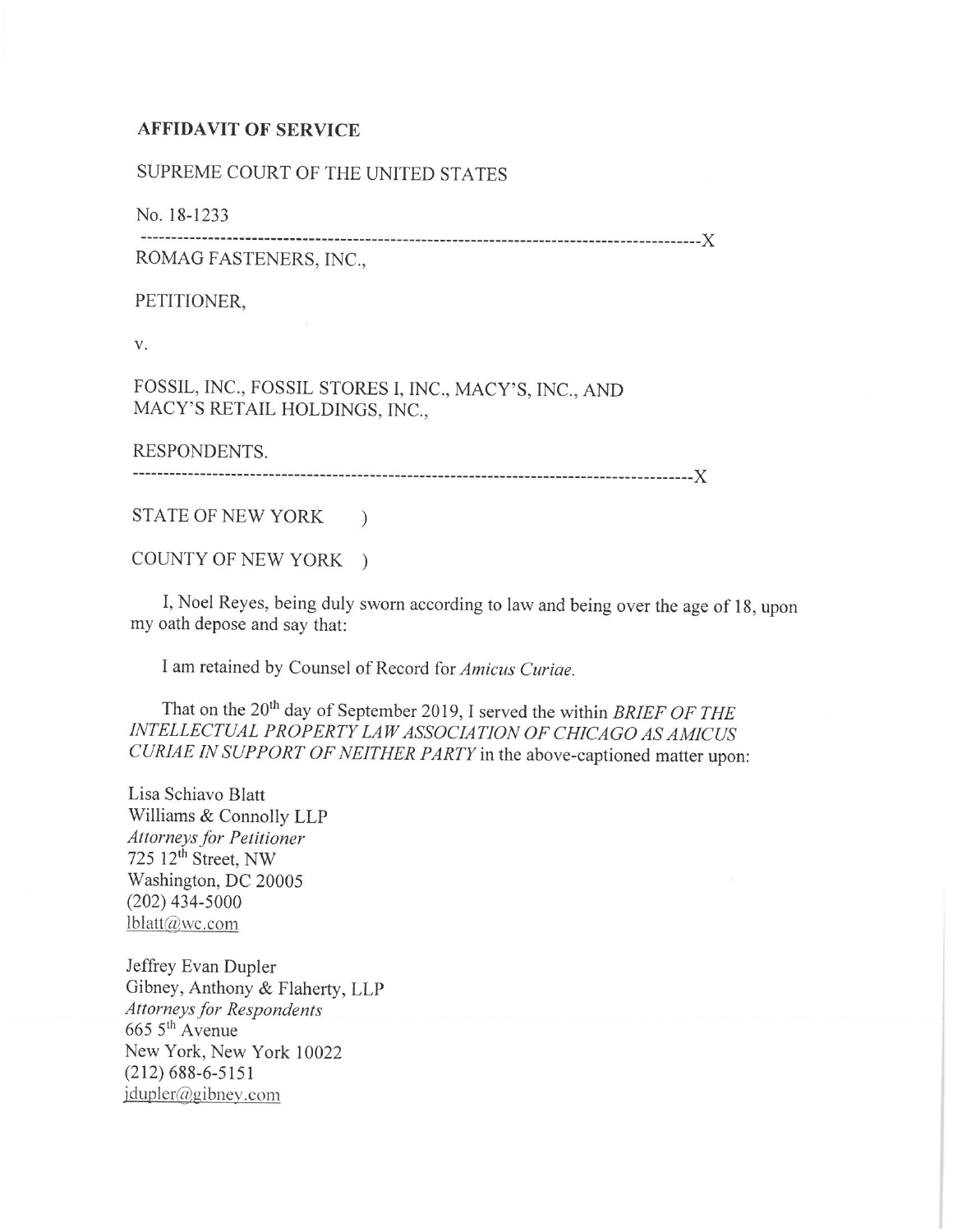**AFFIDAVIT OF SERVICE**

SUPREME COURT OF THE UNITED STATES

No. 18-1233

------------------------------------------------------------------------------------------X

ROMAG FASTENERS, INC.,

PETITIONER,

v.

FOSSIL, INC., FOSSIL STORES I, INC., MACY'S, INC., AND MACY'S RETAIL HOLDINGS, INC.,

RESPONDENTS.

------------------------------------------------------------------------------------------X

STATE OF NEW YORK )

COUNTY OF NEW YORK )

I, Noel Reyes, being duly sworn according to law and being over the age of 18, upon my oath depose and say that:

I am retained by Counsel of Record for *Amicus Curiae.*

That on the 20th day of September 2019, I served the within *BRIEF OF THE INTELLECTUAL PROPERTY LAW ASSOCIATION OF CHICAGO AS AMICUS CURIAE IN SUPPORT OF NEITHER PARTY* in the above-captioned matter upon:

Lisa Schiavo Blatt
Williams & Connolly LLP
*Attorneys for Petitioner*
725 12th Street, NW
Washington, DC 20005
(202) 434-5000
lblatt@wc.com

Jeffrey Evan Dupler
Gibney, Anthony & Flaherty, LLP
*Attorneys for Respondents*
665 5th Avenue
New York, New York 10022
(212) 688-6-5151
jdupler@gibney.com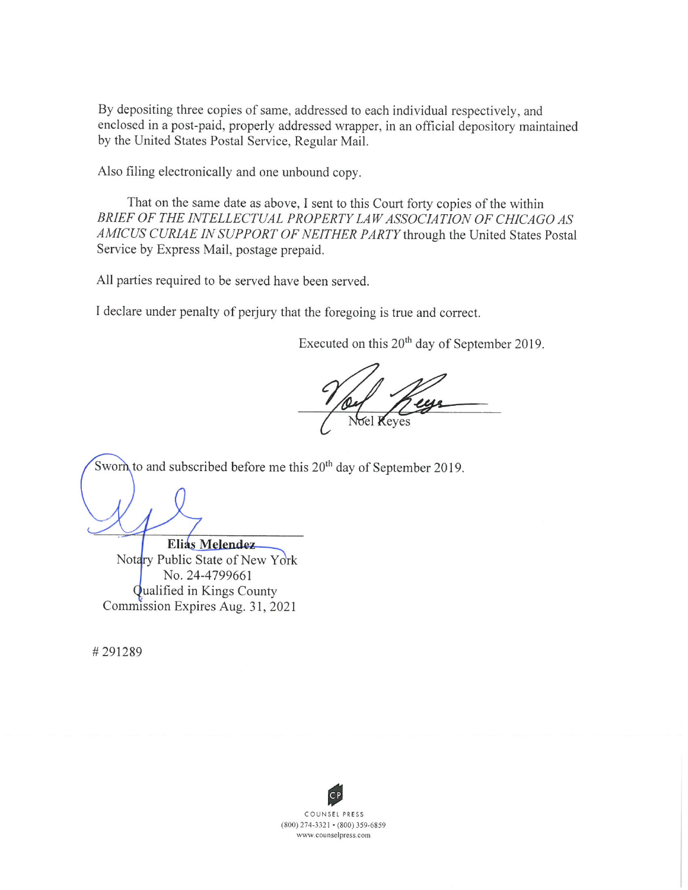By depositing three copies of same, addressed to each individual respectively, and enclosed in a post-paid, properly addressed wrapper, in an official depository maintained by the United States Postal Service, Regular Mail.

Also filing electronically and one unbound copy.

That on the same date as above, I sent to this Court forty copies of the within *BRIEF OF THE INTELLECTUAL PROPERTY LAW ASSOCIATION OF CHICAGO AS AMICUS CURIAE IN SUPPORT OF NEITHER PARTY* through the United States Postal Service by Express Mail, postage prepaid.

All parties required to be served have been served.

I declare under penalty of perjury that the foregoing is true and correct.

Executed on this 20th day of September 2019.

Noel Reyes

Sworn to and subscribed before me this 20th day of September 2019.

**Elias Melendez**
Notary Public State of New York
No. 24-4799661
Qualified in Kings County
Commission Expires Aug. 31, 2021

# 291289

COUNSEL PRESS
(800) 274-3321 • (800) 359-6859
www.counselpress.com